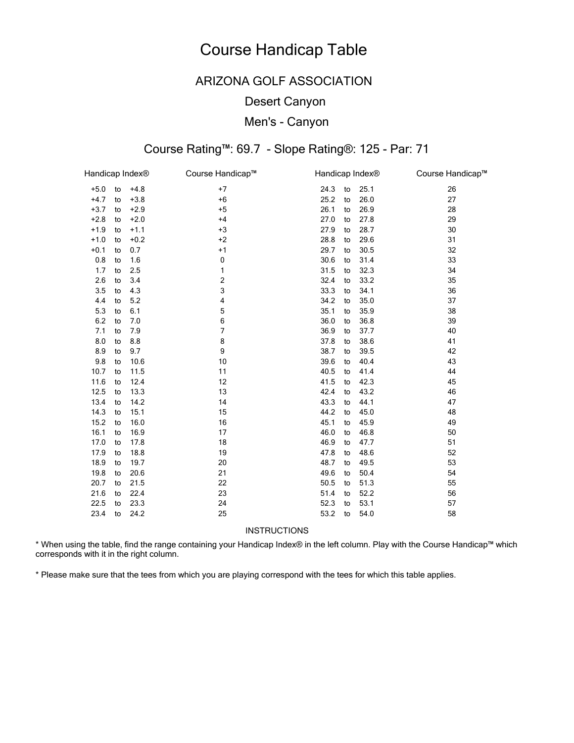# Course Handicap Table

## ARIZONA GOLF ASSOCIATION

## Desert Canyon

## Men's - Canyon

### Course Rating™: 69.7 - Slope Rating®: 125 - Par: 71

| Handicap Index® | Course Handicap™ | Handicap Index® | Course Handicap™ |
|---|---|---|---|
| +5.0 to +4.8 | +7 | 24.3 to 25.1 | 26 |
| +4.7 to +3.8 | +6 | 25.2 to 26.0 | 27 |
| +3.7 to +2.9 | +5 | 26.1 to 26.9 | 28 |
| +2.8 to +2.0 | +4 | 27.0 to 27.8 | 29 |
| +1.9 to +1.1 | +3 | 27.9 to 28.7 | 30 |
| +1.0 to +0.2 | +2 | 28.8 to 29.6 | 31 |
| +0.1 to 0.7 | +1 | 29.7 to 30.5 | 32 |
| 0.8 to 1.6 | 0 | 30.6 to 31.4 | 33 |
| 1.7 to 2.5 | 1 | 31.5 to 32.3 | 34 |
| 2.6 to 3.4 | 2 | 32.4 to 33.2 | 35 |
| 3.5 to 4.3 | 3 | 33.3 to 34.1 | 36 |
| 4.4 to 5.2 | 4 | 34.2 to 35.0 | 37 |
| 5.3 to 6.1 | 5 | 35.1 to 35.9 | 38 |
| 6.2 to 7.0 | 6 | 36.0 to 36.8 | 39 |
| 7.1 to 7.9 | 7 | 36.9 to 37.7 | 40 |
| 8.0 to 8.8 | 8 | 37.8 to 38.6 | 41 |
| 8.9 to 9.7 | 9 | 38.7 to 39.5 | 42 |
| 9.8 to 10.6 | 10 | 39.6 to 40.4 | 43 |
| 10.7 to 11.5 | 11 | 40.5 to 41.4 | 44 |
| 11.6 to 12.4 | 12 | 41.5 to 42.3 | 45 |
| 12.5 to 13.3 | 13 | 42.4 to 43.2 | 46 |
| 13.4 to 14.2 | 14 | 43.3 to 44.1 | 47 |
| 14.3 to 15.1 | 15 | 44.2 to 45.0 | 48 |
| 15.2 to 16.0 | 16 | 45.1 to 45.9 | 49 |
| 16.1 to 16.9 | 17 | 46.0 to 46.8 | 50 |
| 17.0 to 17.8 | 18 | 46.9 to 47.7 | 51 |
| 17.9 to 18.8 | 19 | 47.8 to 48.6 | 52 |
| 18.9 to 19.7 | 20 | 48.7 to 49.5 | 53 |
| 19.8 to 20.6 | 21 | 49.6 to 50.4 | 54 |
| 20.7 to 21.5 | 22 | 50.5 to 51.3 | 55 |
| 21.6 to 22.4 | 23 | 51.4 to 52.2 | 56 |
| 22.5 to 23.3 | 24 | 52.3 to 53.1 | 57 |
| 23.4 to 24.2 | 25 | 53.2 to 54.0 | 58 |

INSTRUCTIONS

* When using the table, find the range containing your Handicap Index® in the left column. Play with the Course Handicap™ which corresponds with it in the right column.

* Please make sure that the tees from which you are playing correspond with the tees for which this table applies.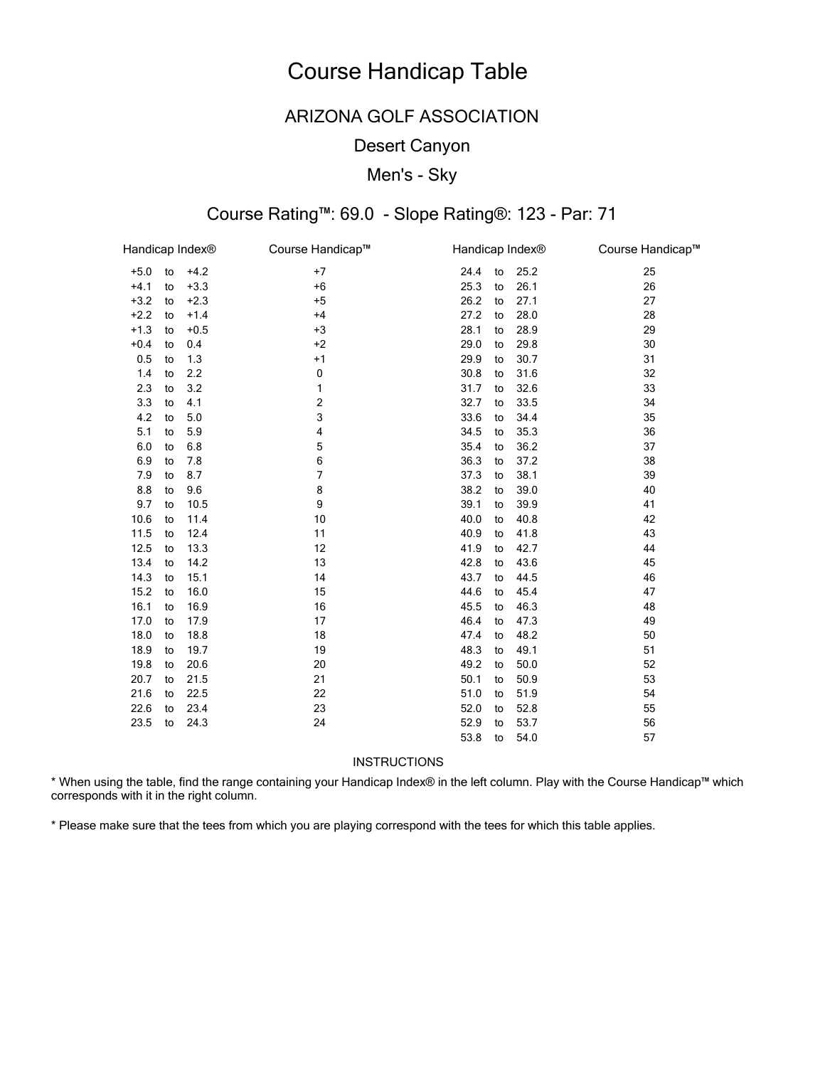# Course Handicap Table

## ARIZONA GOLF ASSOCIATION

### Desert Canyon

### Men's - Sky

### Course Rating™: 69.0 - Slope Rating®: 123 - Par: 71

| Handicap Index® | Course Handicap™ | Handicap Index® | Course Handicap™ |
|---|---|---|---|
| +5.0 to +4.2 | +7 | 24.4 to 25.2 | 25 |
| +4.1 to +3.3 | +6 | 25.3 to 26.1 | 26 |
| +3.2 to +2.3 | +5 | 26.2 to 27.1 | 27 |
| +2.2 to +1.4 | +4 | 27.2 to 28.0 | 28 |
| +1.3 to +0.5 | +3 | 28.1 to 28.9 | 29 |
| +0.4 to 0.4 | +2 | 29.0 to 29.8 | 30 |
| 0.5 to 1.3 | +1 | 29.9 to 30.7 | 31 |
| 1.4 to 2.2 | 0 | 30.8 to 31.6 | 32 |
| 2.3 to 3.2 | 1 | 31.7 to 32.6 | 33 |
| 3.3 to 4.1 | 2 | 32.7 to 33.5 | 34 |
| 4.2 to 5.0 | 3 | 33.6 to 34.4 | 35 |
| 5.1 to 5.9 | 4 | 34.5 to 35.3 | 36 |
| 6.0 to 6.8 | 5 | 35.4 to 36.2 | 37 |
| 6.9 to 7.8 | 6 | 36.3 to 37.2 | 38 |
| 7.9 to 8.7 | 7 | 37.3 to 38.1 | 39 |
| 8.8 to 9.6 | 8 | 38.2 to 39.0 | 40 |
| 9.7 to 10.5 | 9 | 39.1 to 39.9 | 41 |
| 10.6 to 11.4 | 10 | 40.0 to 40.8 | 42 |
| 11.5 to 12.4 | 11 | 40.9 to 41.8 | 43 |
| 12.5 to 13.3 | 12 | 41.9 to 42.7 | 44 |
| 13.4 to 14.2 | 13 | 42.8 to 43.6 | 45 |
| 14.3 to 15.1 | 14 | 43.7 to 44.5 | 46 |
| 15.2 to 16.0 | 15 | 44.6 to 45.4 | 47 |
| 16.1 to 16.9 | 16 | 45.5 to 46.3 | 48 |
| 17.0 to 17.9 | 17 | 46.4 to 47.3 | 49 |
| 18.0 to 18.8 | 18 | 47.4 to 48.2 | 50 |
| 18.9 to 19.7 | 19 | 48.3 to 49.1 | 51 |
| 19.8 to 20.6 | 20 | 49.2 to 50.0 | 52 |
| 20.7 to 21.5 | 21 | 50.1 to 50.9 | 53 |
| 21.6 to 22.5 | 22 | 51.0 to 51.9 | 54 |
| 22.6 to 23.4 | 23 | 52.0 to 52.8 | 55 |
| 23.5 to 24.3 | 24 | 52.9 to 53.7 | 56 |
| | | 53.8 to 54.0 | 57 |

INSTRUCTIONS

* When using the table, find the range containing your Handicap Index® in the left column. Play with the Course Handicap™ which corresponds with it in the right column.

* Please make sure that the tees from which you are playing correspond with the tees for which this table applies.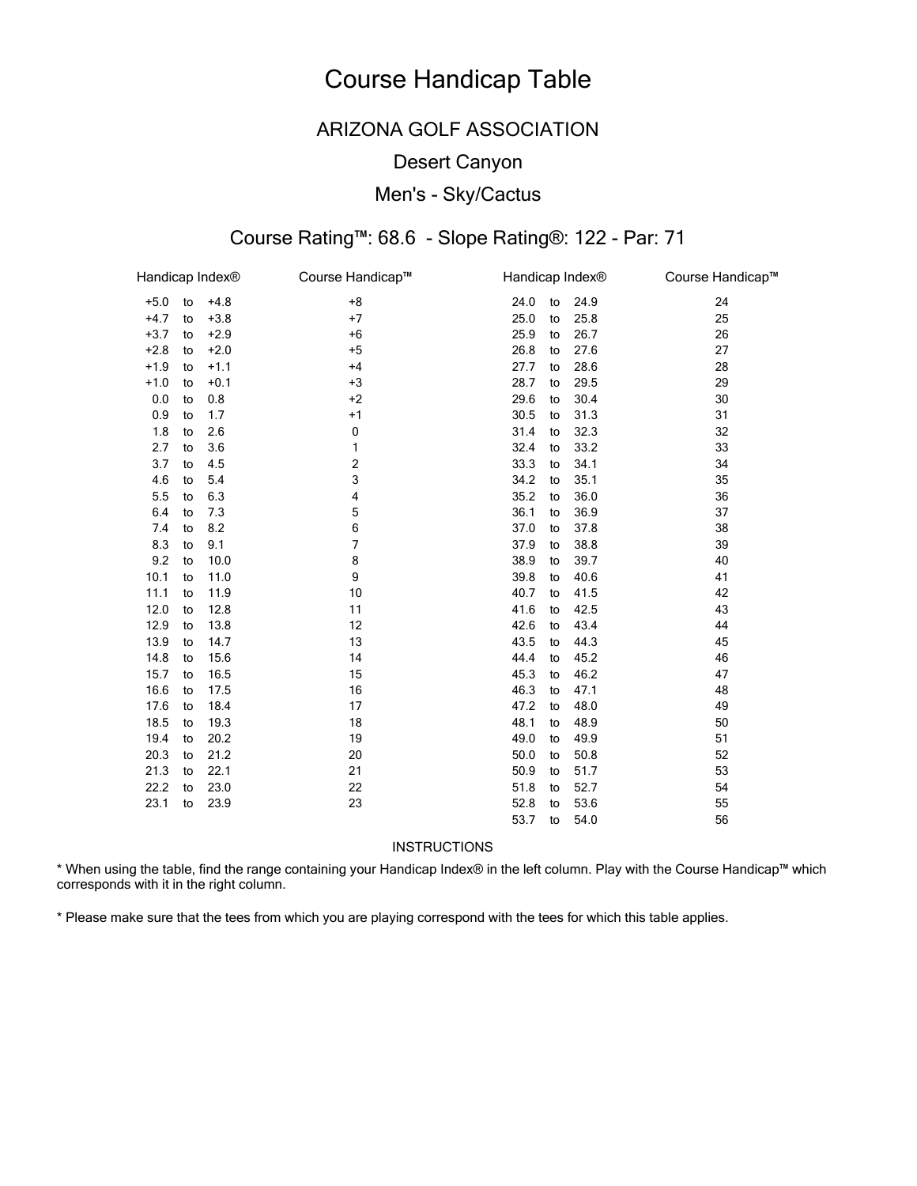# Course Handicap Table

## ARIZONA GOLF ASSOCIATION

### Desert Canyon

### Men's - Sky/Cactus

### Course Rating™: 68.6 - Slope Rating®: 122 - Par: 71

| Handicap Index® | Course Handicap™ | Handicap Index® | Course Handicap™ |
|---|---|---|---|
| +5.0 to +4.8 | +8 | 24.0 to 24.9 | 24 |
| +4.7 to +3.8 | +7 | 25.0 to 25.8 | 25 |
| +3.7 to +2.9 | +6 | 25.9 to 26.7 | 26 |
| +2.8 to +2.0 | +5 | 26.8 to 27.6 | 27 |
| +1.9 to +1.1 | +4 | 27.7 to 28.6 | 28 |
| +1.0 to +0.1 | +3 | 28.7 to 29.5 | 29 |
| 0.0 to 0.8 | +2 | 29.6 to 30.4 | 30 |
| 0.9 to 1.7 | +1 | 30.5 to 31.3 | 31 |
| 1.8 to 2.6 | 0 | 31.4 to 32.3 | 32 |
| 2.7 to 3.6 | 1 | 32.4 to 33.2 | 33 |
| 3.7 to 4.5 | 2 | 33.3 to 34.1 | 34 |
| 4.6 to 5.4 | 3 | 34.2 to 35.1 | 35 |
| 5.5 to 6.3 | 4 | 35.2 to 36.0 | 36 |
| 6.4 to 7.3 | 5 | 36.1 to 36.9 | 37 |
| 7.4 to 8.2 | 6 | 37.0 to 37.8 | 38 |
| 8.3 to 9.1 | 7 | 37.9 to 38.8 | 39 |
| 9.2 to 10.0 | 8 | 38.9 to 39.7 | 40 |
| 10.1 to 11.0 | 9 | 39.8 to 40.6 | 41 |
| 11.1 to 11.9 | 10 | 40.7 to 41.5 | 42 |
| 12.0 to 12.8 | 11 | 41.6 to 42.5 | 43 |
| 12.9 to 13.8 | 12 | 42.6 to 43.4 | 44 |
| 13.9 to 14.7 | 13 | 43.5 to 44.3 | 45 |
| 14.8 to 15.6 | 14 | 44.4 to 45.2 | 46 |
| 15.7 to 16.5 | 15 | 45.3 to 46.2 | 47 |
| 16.6 to 17.5 | 16 | 46.3 to 47.1 | 48 |
| 17.6 to 18.4 | 17 | 47.2 to 48.0 | 49 |
| 18.5 to 19.3 | 18 | 48.1 to 48.9 | 50 |
| 19.4 to 20.2 | 19 | 49.0 to 49.9 | 51 |
| 20.3 to 21.2 | 20 | 50.0 to 50.8 | 52 |
| 21.3 to 22.1 | 21 | 50.9 to 51.7 | 53 |
| 22.2 to 23.0 | 22 | 51.8 to 52.7 | 54 |
| 23.1 to 23.9 | 23 | 52.8 to 53.6 | 55 |
| | | 53.7 to 54.0 | 56 |

INSTRUCTIONS

* When using the table, find the range containing your Handicap Index® in the left column. Play with the Course Handicap™ which corresponds with it in the right column.

* Please make sure that the tees from which you are playing correspond with the tees for which this table applies.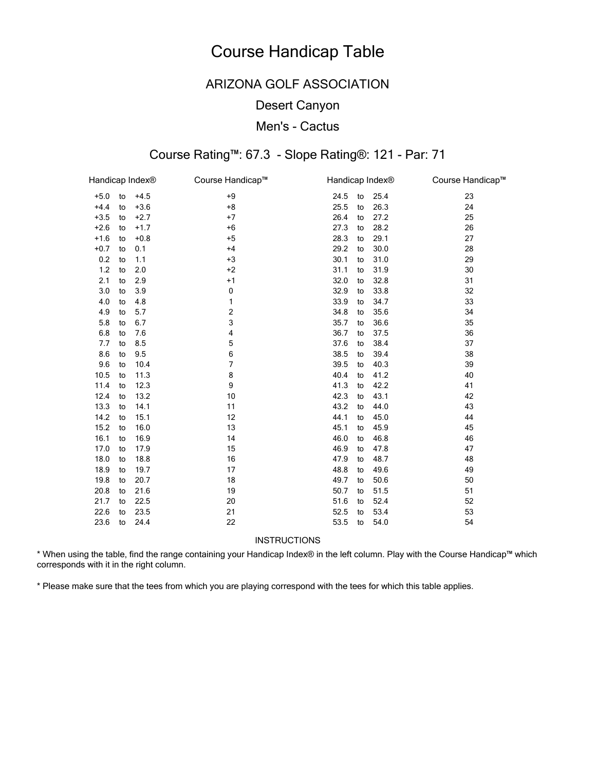# Course Handicap Table

## ARIZONA GOLF ASSOCIATION

### Desert Canyon

### Men's - Cactus

### Course Rating™: 67.3 - Slope Rating®: 121 - Par: 71

| Handicap Index® | Course Handicap™ | Handicap Index® | Course Handicap™ |
|---|---|---|---|
| +5.0 to +4.5 | +9 | 24.5 to 25.4 | 23 |
| +4.4 to +3.6 | +8 | 25.5 to 26.3 | 24 |
| +3.5 to +2.7 | +7 | 26.4 to 27.2 | 25 |
| +2.6 to +1.7 | +6 | 27.3 to 28.2 | 26 |
| +1.6 to +0.8 | +5 | 28.3 to 29.1 | 27 |
| +0.7 to 0.1 | +4 | 29.2 to 30.0 | 28 |
| 0.2 to 1.1 | +3 | 30.1 to 31.0 | 29 |
| 1.2 to 2.0 | +2 | 31.1 to 31.9 | 30 |
| 2.1 to 2.9 | +1 | 32.0 to 32.8 | 31 |
| 3.0 to 3.9 | 0 | 32.9 to 33.8 | 32 |
| 4.0 to 4.8 | 1 | 33.9 to 34.7 | 33 |
| 4.9 to 5.7 | 2 | 34.8 to 35.6 | 34 |
| 5.8 to 6.7 | 3 | 35.7 to 36.6 | 35 |
| 6.8 to 7.6 | 4 | 36.7 to 37.5 | 36 |
| 7.7 to 8.5 | 5 | 37.6 to 38.4 | 37 |
| 8.6 to 9.5 | 6 | 38.5 to 39.4 | 38 |
| 9.6 to 10.4 | 7 | 39.5 to 40.3 | 39 |
| 10.5 to 11.3 | 8 | 40.4 to 41.2 | 40 |
| 11.4 to 12.3 | 9 | 41.3 to 42.2 | 41 |
| 12.4 to 13.2 | 10 | 42.3 to 43.1 | 42 |
| 13.3 to 14.1 | 11 | 43.2 to 44.0 | 43 |
| 14.2 to 15.1 | 12 | 44.1 to 45.0 | 44 |
| 15.2 to 16.0 | 13 | 45.1 to 45.9 | 45 |
| 16.1 to 16.9 | 14 | 46.0 to 46.8 | 46 |
| 17.0 to 17.9 | 15 | 46.9 to 47.8 | 47 |
| 18.0 to 18.8 | 16 | 47.9 to 48.7 | 48 |
| 18.9 to 19.7 | 17 | 48.8 to 49.6 | 49 |
| 19.8 to 20.7 | 18 | 49.7 to 50.6 | 50 |
| 20.8 to 21.6 | 19 | 50.7 to 51.5 | 51 |
| 21.7 to 22.5 | 20 | 51.6 to 52.4 | 52 |
| 22.6 to 23.5 | 21 | 52.5 to 53.4 | 53 |
| 23.6 to 24.4 | 22 | 53.5 to 54.0 | 54 |

INSTRUCTIONS

* When using the table, find the range containing your Handicap Index® in the left column. Play with the Course Handicap™ which corresponds with it in the right column.

* Please make sure that the tees from which you are playing correspond with the tees for which this table applies.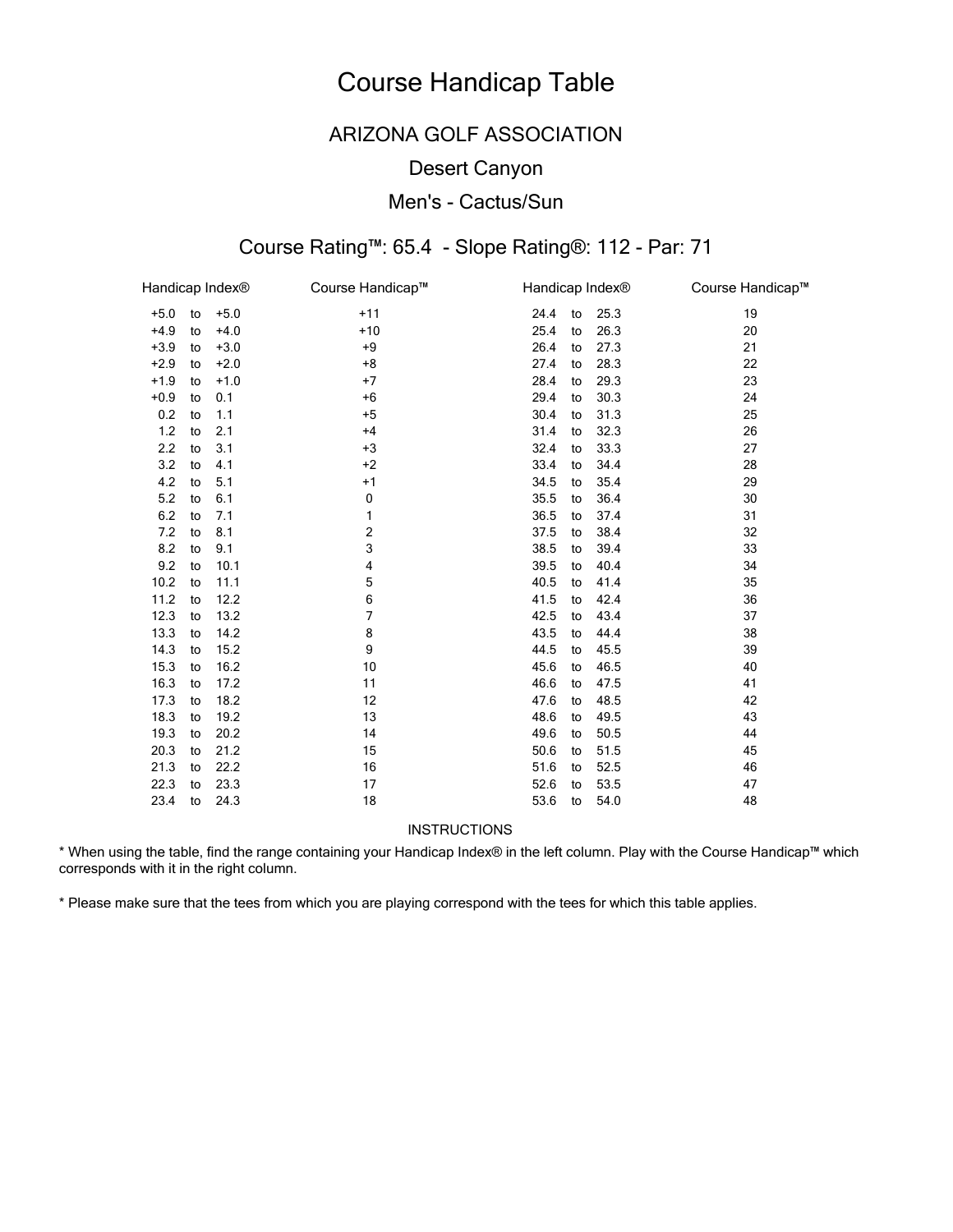# Course Handicap Table

## ARIZONA GOLF ASSOCIATION

### Desert Canyon

### Men's - Cactus/Sun

### Course Rating™: 65.4 - Slope Rating®: 112 - Par: 71

| Handicap Index® | Course Handicap™ | Handicap Index® | Course Handicap™ |
|---|---|---|---|
| +5.0 to +5.0 | +11 | 24.4 to 25.3 | 19 |
| +4.9 to +4.0 | +10 | 25.4 to 26.3 | 20 |
| +3.9 to +3.0 | +9 | 26.4 to 27.3 | 21 |
| +2.9 to +2.0 | +8 | 27.4 to 28.3 | 22 |
| +1.9 to +1.0 | +7 | 28.4 to 29.3 | 23 |
| +0.9 to 0.1 | +6 | 29.4 to 30.3 | 24 |
| 0.2 to 1.1 | +5 | 30.4 to 31.3 | 25 |
| 1.2 to 2.1 | +4 | 31.4 to 32.3 | 26 |
| 2.2 to 3.1 | +3 | 32.4 to 33.3 | 27 |
| 3.2 to 4.1 | +2 | 33.4 to 34.4 | 28 |
| 4.2 to 5.1 | +1 | 34.5 to 35.4 | 29 |
| 5.2 to 6.1 | 0 | 35.5 to 36.4 | 30 |
| 6.2 to 7.1 | 1 | 36.5 to 37.4 | 31 |
| 7.2 to 8.1 | 2 | 37.5 to 38.4 | 32 |
| 8.2 to 9.1 | 3 | 38.5 to 39.4 | 33 |
| 9.2 to 10.1 | 4 | 39.5 to 40.4 | 34 |
| 10.2 to 11.1 | 5 | 40.5 to 41.4 | 35 |
| 11.2 to 12.2 | 6 | 41.5 to 42.4 | 36 |
| 12.3 to 13.2 | 7 | 42.5 to 43.4 | 37 |
| 13.3 to 14.2 | 8 | 43.5 to 44.4 | 38 |
| 14.3 to 15.2 | 9 | 44.5 to 45.5 | 39 |
| 15.3 to 16.2 | 10 | 45.6 to 46.5 | 40 |
| 16.3 to 17.2 | 11 | 46.6 to 47.5 | 41 |
| 17.3 to 18.2 | 12 | 47.6 to 48.5 | 42 |
| 18.3 to 19.2 | 13 | 48.6 to 49.5 | 43 |
| 19.3 to 20.2 | 14 | 49.6 to 50.5 | 44 |
| 20.3 to 21.2 | 15 | 50.6 to 51.5 | 45 |
| 21.3 to 22.2 | 16 | 51.6 to 52.5 | 46 |
| 22.3 to 23.3 | 17 | 52.6 to 53.5 | 47 |
| 23.4 to 24.3 | 18 | 53.6 to 54.0 | 48 |

INSTRUCTIONS

* When using the table, find the range containing your Handicap Index® in the left column. Play with the Course Handicap™ which corresponds with it in the right column.

* Please make sure that the tees from which you are playing correspond with the tees for which this table applies.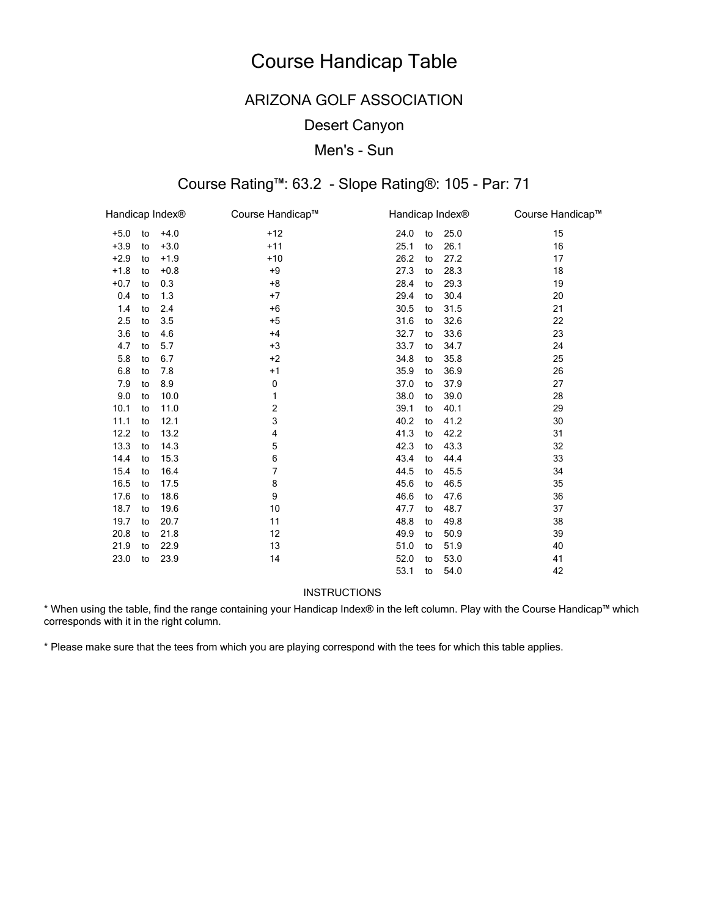# Course Handicap Table

## ARIZONA GOLF ASSOCIATION

### Desert Canyon

### Men's - Sun

### Course Rating™: 63.2 - Slope Rating®: 105 - Par: 71

| Handicap Index® | Course Handicap™ | Handicap Index® | Course Handicap™ |
|---|---|---|---|
| +5.0 to +4.0 | +12 | 24.0 to 25.0 | 15 |
| +3.9 to +3.0 | +11 | 25.1 to 26.1 | 16 |
| +2.9 to +1.9 | +10 | 26.2 to 27.2 | 17 |
| +1.8 to +0.8 | +9 | 27.3 to 28.3 | 18 |
| +0.7 to 0.3 | +8 | 28.4 to 29.3 | 19 |
| 0.4 to 1.3 | +7 | 29.4 to 30.4 | 20 |
| 1.4 to 2.4 | +6 | 30.5 to 31.5 | 21 |
| 2.5 to 3.5 | +5 | 31.6 to 32.6 | 22 |
| 3.6 to 4.6 | +4 | 32.7 to 33.6 | 23 |
| 4.7 to 5.7 | +3 | 33.7 to 34.7 | 24 |
| 5.8 to 6.7 | +2 | 34.8 to 35.8 | 25 |
| 6.8 to 7.8 | +1 | 35.9 to 36.9 | 26 |
| 7.9 to 8.9 | 0 | 37.0 to 37.9 | 27 |
| 9.0 to 10.0 | 1 | 38.0 to 39.0 | 28 |
| 10.1 to 11.0 | 2 | 39.1 to 40.1 | 29 |
| 11.1 to 12.1 | 3 | 40.2 to 41.2 | 30 |
| 12.2 to 13.2 | 4 | 41.3 to 42.2 | 31 |
| 13.3 to 14.3 | 5 | 42.3 to 43.3 | 32 |
| 14.4 to 15.3 | 6 | 43.4 to 44.4 | 33 |
| 15.4 to 16.4 | 7 | 44.5 to 45.5 | 34 |
| 16.5 to 17.5 | 8 | 45.6 to 46.5 | 35 |
| 17.6 to 18.6 | 9 | 46.6 to 47.6 | 36 |
| 18.7 to 19.6 | 10 | 47.7 to 48.7 | 37 |
| 19.7 to 20.7 | 11 | 48.8 to 49.8 | 38 |
| 20.8 to 21.8 | 12 | 49.9 to 50.9 | 39 |
| 21.9 to 22.9 | 13 | 51.0 to 51.9 | 40 |
| 23.0 to 23.9 | 14 | 52.0 to 53.0 | 41 |
| | | 53.1 to 54.0 | 42 |

INSTRUCTIONS

* When using the table, find the range containing your Handicap Index® in the left column. Play with the Course Handicap™ which corresponds with it in the right column.

* Please make sure that the tees from which you are playing correspond with the tees for which this table applies.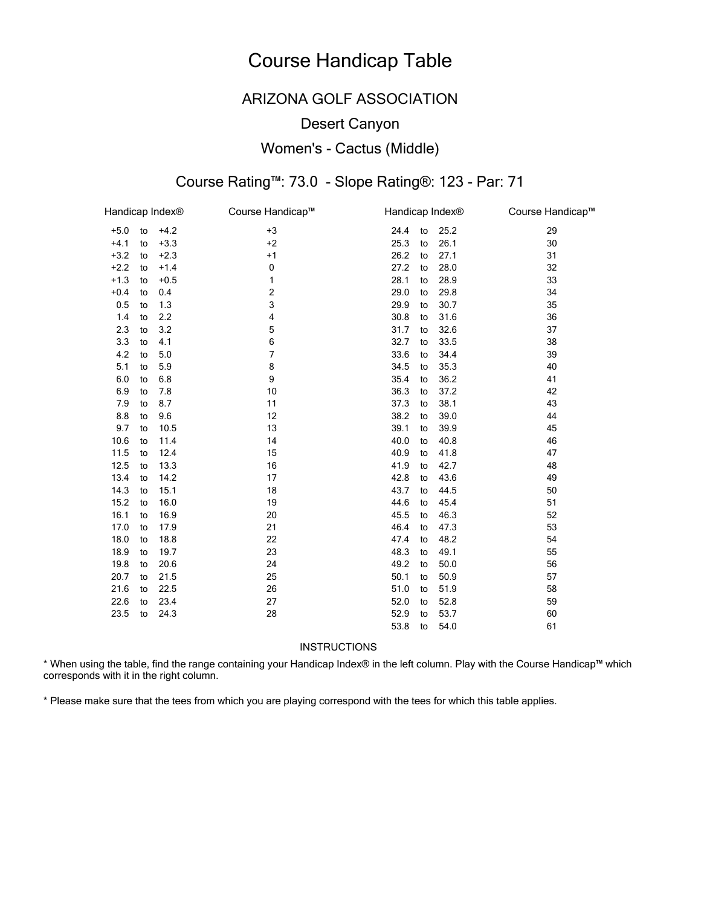# Course Handicap Table

## ARIZONA GOLF ASSOCIATION

### Desert Canyon

### Women's - Cactus (Middle)

### Course Rating™: 73.0 - Slope Rating®: 123 - Par: 71

| Handicap Index® | Course Handicap™ | Handicap Index® | Course Handicap™ |
|---|---|---|---|
| +5.0 to +4.2 | +3 | 24.4 to 25.2 | 29 |
| +4.1 to +3.3 | +2 | 25.3 to 26.1 | 30 |
| +3.2 to +2.3 | +1 | 26.2 to 27.1 | 31 |
| +2.2 to +1.4 | 0 | 27.2 to 28.0 | 32 |
| +1.3 to +0.5 | 1 | 28.1 to 28.9 | 33 |
| +0.4 to 0.4 | 2 | 29.0 to 29.8 | 34 |
| 0.5 to 1.3 | 3 | 29.9 to 30.7 | 35 |
| 1.4 to 2.2 | 4 | 30.8 to 31.6 | 36 |
| 2.3 to 3.2 | 5 | 31.7 to 32.6 | 37 |
| 3.3 to 4.1 | 6 | 32.7 to 33.5 | 38 |
| 4.2 to 5.0 | 7 | 33.6 to 34.4 | 39 |
| 5.1 to 5.9 | 8 | 34.5 to 35.3 | 40 |
| 6.0 to 6.8 | 9 | 35.4 to 36.2 | 41 |
| 6.9 to 7.8 | 10 | 36.3 to 37.2 | 42 |
| 7.9 to 8.7 | 11 | 37.3 to 38.1 | 43 |
| 8.8 to 9.6 | 12 | 38.2 to 39.0 | 44 |
| 9.7 to 10.5 | 13 | 39.1 to 39.9 | 45 |
| 10.6 to 11.4 | 14 | 40.0 to 40.8 | 46 |
| 11.5 to 12.4 | 15 | 40.9 to 41.8 | 47 |
| 12.5 to 13.3 | 16 | 41.9 to 42.7 | 48 |
| 13.4 to 14.2 | 17 | 42.8 to 43.6 | 49 |
| 14.3 to 15.1 | 18 | 43.7 to 44.5 | 50 |
| 15.2 to 16.0 | 19 | 44.6 to 45.4 | 51 |
| 16.1 to 16.9 | 20 | 45.5 to 46.3 | 52 |
| 17.0 to 17.9 | 21 | 46.4 to 47.3 | 53 |
| 18.0 to 18.8 | 22 | 47.4 to 48.2 | 54 |
| 18.9 to 19.7 | 23 | 48.3 to 49.1 | 55 |
| 19.8 to 20.6 | 24 | 49.2 to 50.0 | 56 |
| 20.7 to 21.5 | 25 | 50.1 to 50.9 | 57 |
| 21.6 to 22.5 | 26 | 51.0 to 51.9 | 58 |
| 22.6 to 23.4 | 27 | 52.0 to 52.8 | 59 |
| 23.5 to 24.3 | 28 | 52.9 to 53.7 | 60 |
| | | 53.8 to 54.0 | 61 |

INSTRUCTIONS

* When using the table, find the range containing your Handicap Index® in the left column. Play with the Course Handicap™ which corresponds with it in the right column.

* Please make sure that the tees from which you are playing correspond with the tees for which this table applies.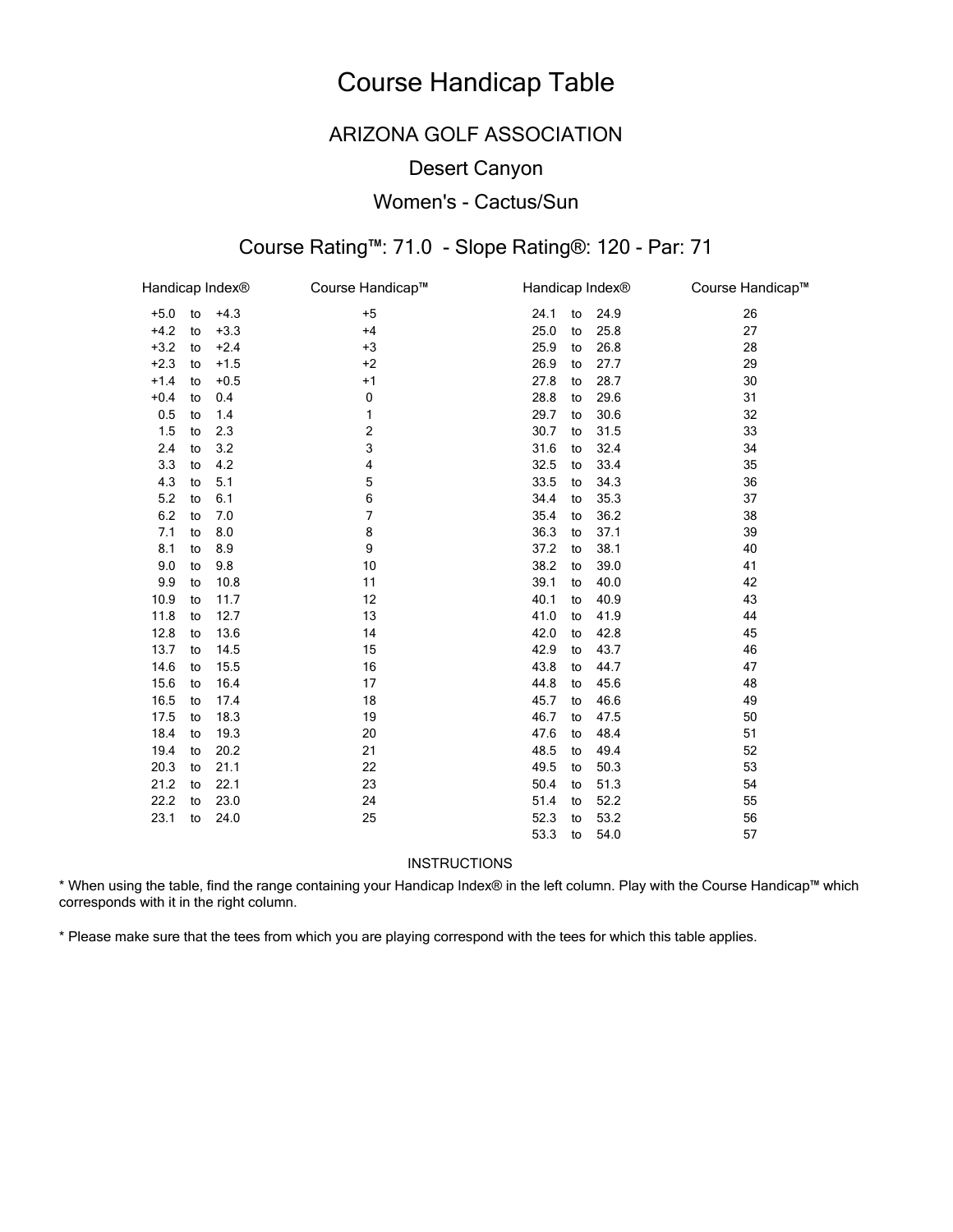# Course Handicap Table

## ARIZONA GOLF ASSOCIATION

### Desert Canyon

### Women's - Cactus/Sun

### Course Rating™: 71.0 - Slope Rating®: 120 - Par: 71

| Handicap Index® | Course Handicap™ | Handicap Index® | Course Handicap™ |
|---|---|---|---|
| +5.0 to +4.3 | +5 | 24.1 to 24.9 | 26 |
| +4.2 to +3.3 | +4 | 25.0 to 25.8 | 27 |
| +3.2 to +2.4 | +3 | 25.9 to 26.8 | 28 |
| +2.3 to +1.5 | +2 | 26.9 to 27.7 | 29 |
| +1.4 to +0.5 | +1 | 27.8 to 28.7 | 30 |
| +0.4 to 0.4 | 0 | 28.8 to 29.6 | 31 |
| 0.5 to 1.4 | 1 | 29.7 to 30.6 | 32 |
| 1.5 to 2.3 | 2 | 30.7 to 31.5 | 33 |
| 2.4 to 3.2 | 3 | 31.6 to 32.4 | 34 |
| 3.3 to 4.2 | 4 | 32.5 to 33.4 | 35 |
| 4.3 to 5.1 | 5 | 33.5 to 34.3 | 36 |
| 5.2 to 6.1 | 6 | 34.4 to 35.3 | 37 |
| 6.2 to 7.0 | 7 | 35.4 to 36.2 | 38 |
| 7.1 to 8.0 | 8 | 36.3 to 37.1 | 39 |
| 8.1 to 8.9 | 9 | 37.2 to 38.1 | 40 |
| 9.0 to 9.8 | 10 | 38.2 to 39.0 | 41 |
| 9.9 to 10.8 | 11 | 39.1 to 40.0 | 42 |
| 10.9 to 11.7 | 12 | 40.1 to 40.9 | 43 |
| 11.8 to 12.7 | 13 | 41.0 to 41.9 | 44 |
| 12.8 to 13.6 | 14 | 42.0 to 42.8 | 45 |
| 13.7 to 14.5 | 15 | 42.9 to 43.7 | 46 |
| 14.6 to 15.5 | 16 | 43.8 to 44.7 | 47 |
| 15.6 to 16.4 | 17 | 44.8 to 45.6 | 48 |
| 16.5 to 17.4 | 18 | 45.7 to 46.6 | 49 |
| 17.5 to 18.3 | 19 | 46.7 to 47.5 | 50 |
| 18.4 to 19.3 | 20 | 47.6 to 48.4 | 51 |
| 19.4 to 20.2 | 21 | 48.5 to 49.4 | 52 |
| 20.3 to 21.1 | 22 | 49.5 to 50.3 | 53 |
| 21.2 to 22.1 | 23 | 50.4 to 51.3 | 54 |
| 22.2 to 23.0 | 24 | 51.4 to 52.2 | 55 |
| 23.1 to 24.0 | 25 | 52.3 to 53.2 | 56 |
| | | 53.3 to 54.0 | 57 |

INSTRUCTIONS

* When using the table, find the range containing your Handicap Index® in the left column. Play with the Course Handicap™ which corresponds with it in the right column.

* Please make sure that the tees from which you are playing correspond with the tees for which this table applies.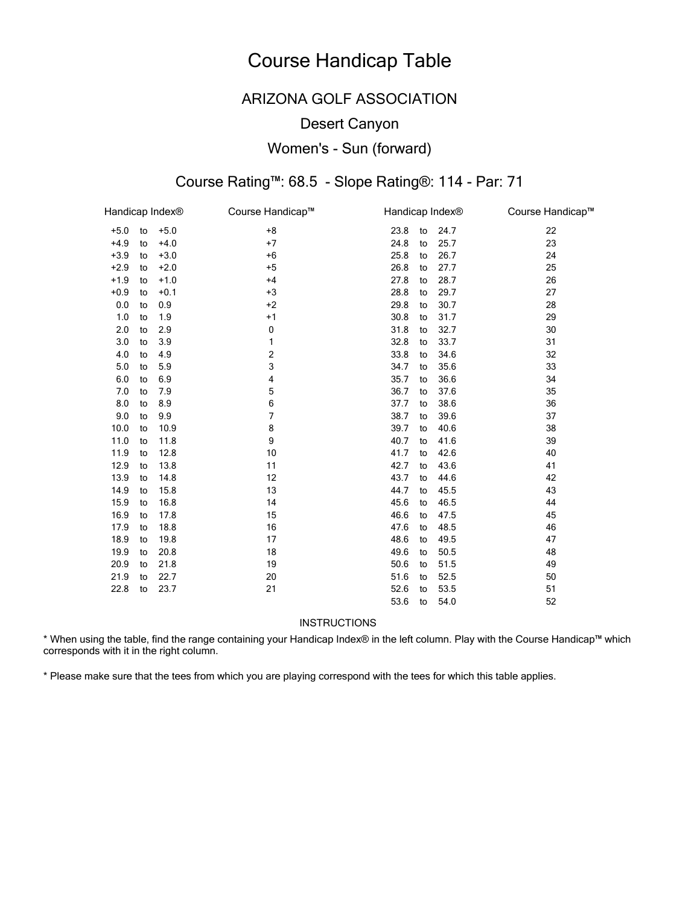# Course Handicap Table

## ARIZONA GOLF ASSOCIATION

### Desert Canyon

### Women's - Sun (forward)

### Course Rating™: 68.5 - Slope Rating®: 114 - Par: 71

| Handicap Index® | Course Handicap™ | Handicap Index® | Course Handicap™ |
|---|---|---|---|
| +5.0 to +5.0 | +8 | 23.8 to 24.7 | 22 |
| +4.9 to +4.0 | +7 | 24.8 to 25.7 | 23 |
| +3.9 to +3.0 | +6 | 25.8 to 26.7 | 24 |
| +2.9 to +2.0 | +5 | 26.8 to 27.7 | 25 |
| +1.9 to +1.0 | +4 | 27.8 to 28.7 | 26 |
| +0.9 to +0.1 | +3 | 28.8 to 29.7 | 27 |
| 0.0 to 0.9 | +2 | 29.8 to 30.7 | 28 |
| 1.0 to 1.9 | +1 | 30.8 to 31.7 | 29 |
| 2.0 to 2.9 | 0 | 31.8 to 32.7 | 30 |
| 3.0 to 3.9 | 1 | 32.8 to 33.7 | 31 |
| 4.0 to 4.9 | 2 | 33.8 to 34.6 | 32 |
| 5.0 to 5.9 | 3 | 34.7 to 35.6 | 33 |
| 6.0 to 6.9 | 4 | 35.7 to 36.6 | 34 |
| 7.0 to 7.9 | 5 | 36.7 to 37.6 | 35 |
| 8.0 to 8.9 | 6 | 37.7 to 38.6 | 36 |
| 9.0 to 9.9 | 7 | 38.7 to 39.6 | 37 |
| 10.0 to 10.9 | 8 | 39.7 to 40.6 | 38 |
| 11.0 to 11.8 | 9 | 40.7 to 41.6 | 39 |
| 11.9 to 12.8 | 10 | 41.7 to 42.6 | 40 |
| 12.9 to 13.8 | 11 | 42.7 to 43.6 | 41 |
| 13.9 to 14.8 | 12 | 43.7 to 44.6 | 42 |
| 14.9 to 15.8 | 13 | 44.7 to 45.5 | 43 |
| 15.9 to 16.8 | 14 | 45.6 to 46.5 | 44 |
| 16.9 to 17.8 | 15 | 46.6 to 47.5 | 45 |
| 17.9 to 18.8 | 16 | 47.6 to 48.5 | 46 |
| 18.9 to 19.8 | 17 | 48.6 to 49.5 | 47 |
| 19.9 to 20.8 | 18 | 49.6 to 50.5 | 48 |
| 20.9 to 21.8 | 19 | 50.6 to 51.5 | 49 |
| 21.9 to 22.7 | 20 | 51.6 to 52.5 | 50 |
| 22.8 to 23.7 | 21 | 52.6 to 53.5 | 51 |
| | | 53.6 to 54.0 | 52 |

INSTRUCTIONS

* When using the table, find the range containing your Handicap Index® in the left column. Play with the Course Handicap™ which corresponds with it in the right column.

* Please make sure that the tees from which you are playing correspond with the tees for which this table applies.